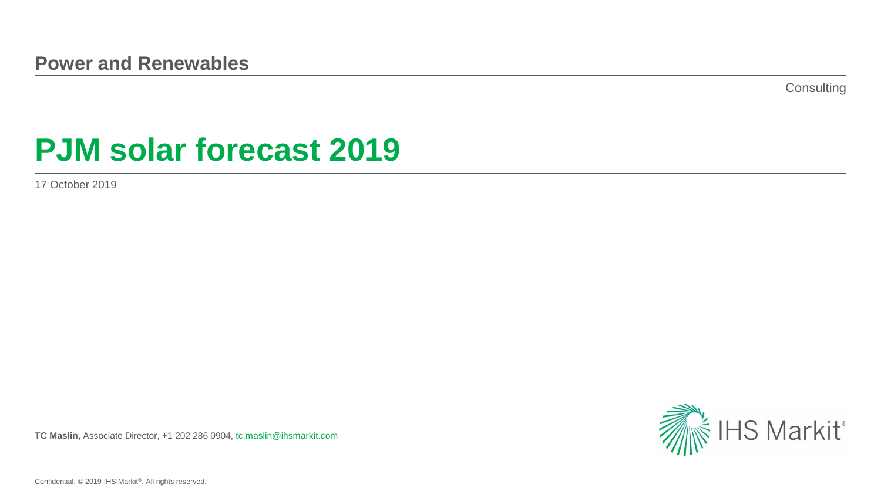Power and Renewables

Consulting

# PJM solar forecast 2019

17 October 2019

**TC Maslin,** Associate Director, +1 202 286 0904, tc.maslin@ihsmarkit.com

Confidential. © 2019 IHS Markit®. All rights reserved.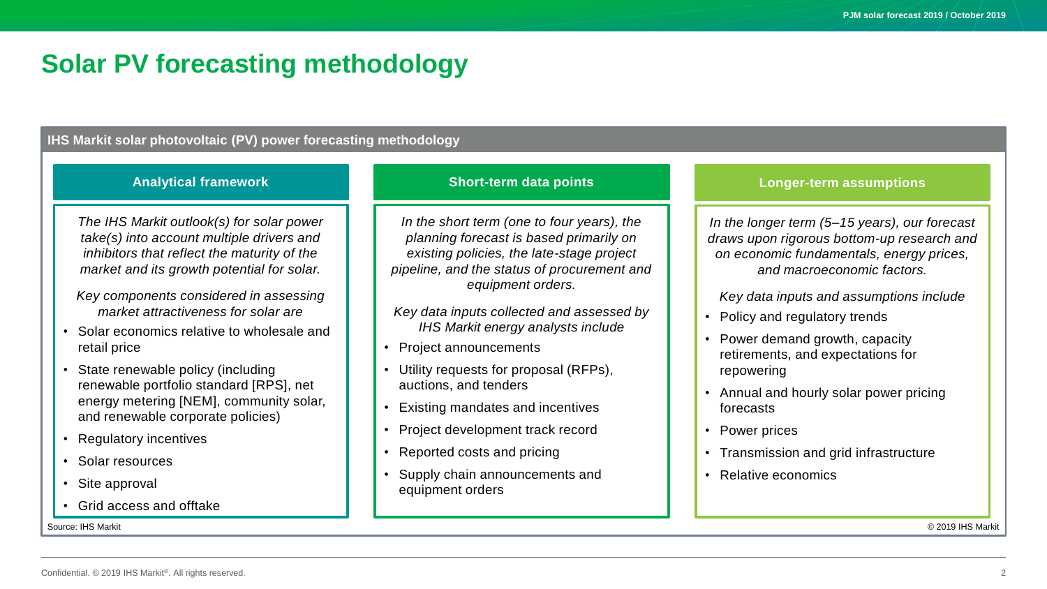# Solar PV forecasting methodology

## IHS Markit solar photovoltaic (PV) power forecasting methodology

### Analytical framework

*The IHS Markit outlook(s) for solar power take(s) into account multiple drivers and inhibitors that reflect the maturity of the market and its growth potential for solar.*

*Key components considered in assessing market attractiveness for solar are*

- Solar economics relative to wholesale and retail price
- State renewable policy (including renewable portfolio standard [RPS], net energy metering [NEM], community solar, and renewable corporate policies)
- Regulatory incentives
- Solar resources
- Site approval
- Grid access and offtake

### Short-term data points

*In the short term (one to four years), the planning forecast is based primarily on existing policies, the late-stage project pipeline, and the status of procurement and equipment orders.*

*Key data inputs collected and assessed by IHS Markit energy analysts include*

- Project announcements
- Utility requests for proposal (RFPs), auctions, and tenders
- Existing mandates and incentives
- Project development track record
- Reported costs and pricing
- Supply chain announcements and equipment orders

### Longer-term assumptions

*In the longer term (5–15 years), our forecast draws upon rigorous bottom-up research and on economic fundamentals, energy prices, and macroeconomic factors.*

*Key data inputs and assumptions include*

- Policy and regulatory trends
- Power demand growth, capacity retirements, and expectations for repowering
- Annual and hourly solar power pricing forecasts
- Power prices
- Transmission and grid infrastructure
- Relative economics

Source: IHS Markit

© 2019 IHS Markit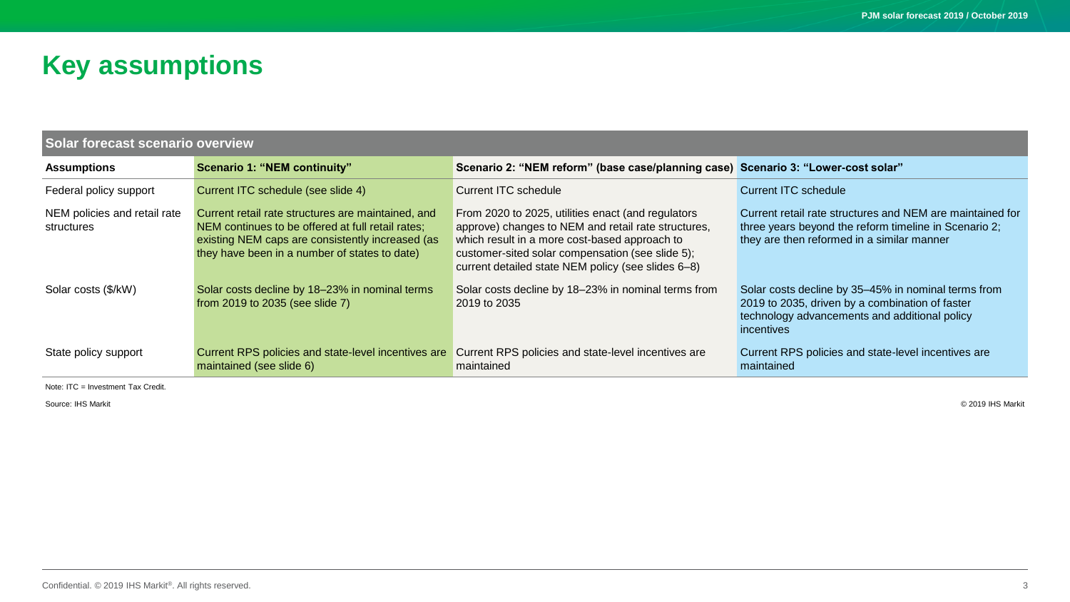# Key assumptions

**Solar forecast scenario overview**

| Assumptions | Scenario 1: "NEM continuity" | Scenario 2: "NEM reform" (base case/planning case) | Scenario 3: "Lower-cost solar" |
|---|---|---|---|
| Federal policy support | Current ITC schedule (see slide 4) | Current ITC schedule | Current ITC schedule |
| NEM policies and retail rate structures | Current retail rate structures are maintained, and NEM continues to be offered at full retail rates; existing NEM caps are consistently increased (as they have been in a number of states to date) | From 2020 to 2025, utilities enact (and regulators approve) changes to NEM and retail rate structures, which result in a more cost-based approach to customer-sited solar compensation (see slide 5); current detailed state NEM policy (see slides 6–8) | Current retail rate structures and NEM are maintained for three years beyond the reform timeline in Scenario 2; they are then reformed in a similar manner |
| Solar costs ($/kW) | Solar costs decline by 18–23% in nominal terms from 2019 to 2035 (see slide 7) | Solar costs decline by 18–23% in nominal terms from 2019 to 2035 | Solar costs decline by 35–45% in nominal terms from 2019 to 2035, driven by a combination of faster technology advancements and additional policy incentives |
| State policy support | Current RPS policies and state-level incentives are maintained (see slide 6) | Current RPS policies and state-level incentives are maintained | Current RPS policies and state-level incentives are maintained |

Note: ITC = Investment Tax Credit.

Source: IHS Markit

© 2019 IHS Markit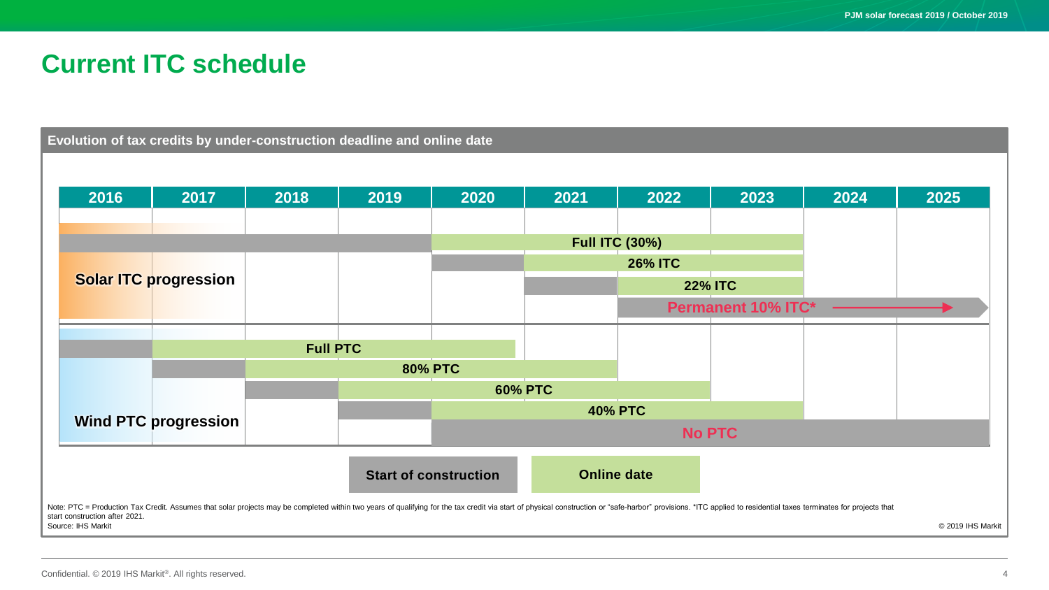# Current ITC schedule

**Evolution of tax credits by under-construction deadline and online date**

| | 2016 | 2017 | 2018 | 2019 | 2020 | 2021 | 2022 | 2023 | 2024 | 2025 |
|---|---|---|---|---|---|---|---|---|---|---|
| **Solar ITC progression** | | | | | | | | | | |
| Full ITC (30%) | Start of construction | Start of construction | Start of construction | Start of construction | Online date | Online date | Online date | Online date | | |
| 26% ITC | | | | | Start of construction | Online date | Online date | Online date | | |
| 22% ITC | | | | | | Start of construction | Online date | Online date | | |
| Permanent 10% ITC* | | | | | | | Start of construction → | → | → | → |
| **Wind PTC progression** | | | | | | | | | | |
| Full PTC | Start of construction | Online date | Online date | Online date | Online date | | | | | |
| 80% PTC | | Start of construction | Online date | Online date | Online date | Online date | | | | |
| 60% PTC | | | Start of construction | Online date | Online date | Online date | Online date | | | |
| 40% PTC | | | | Start of construction | Online date | Online date | Online date | Online date | | |
| No PTC | | | | | Start of construction | Start of construction | Start of construction | Start of construction | Start of construction | Start of construction |

Start of construction | Online date

Note: PTC = Production Tax Credit. Assumes that solar projects may be completed within two years of qualifying for the tax credit via start of physical construction or "safe-harbor" provisions. *ITC applied to residential taxes terminates for projects that start construction after 2021.

Source: IHS Markit

© 2019 IHS Markit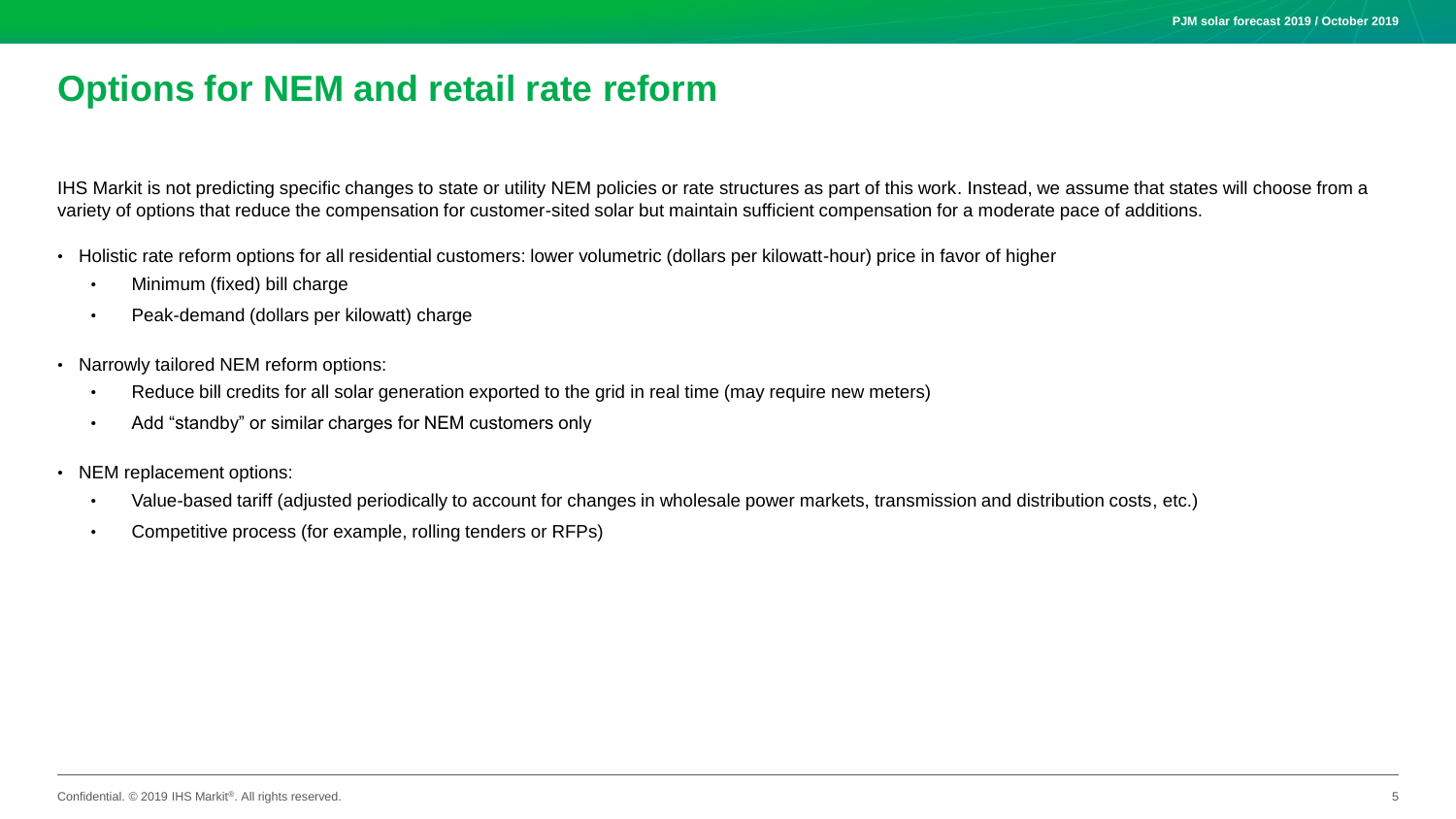# Options for NEM and retail rate reform

IHS Markit is not predicting specific changes to state or utility NEM policies or rate structures as part of this work. Instead, we assume that states will choose from a variety of options that reduce the compensation for customer-sited solar but maintain sufficient compensation for a moderate pace of additions.

- Holistic rate reform options for all residential customers: lower volumetric (dollars per kilowatt-hour) price in favor of higher
  - Minimum (fixed) bill charge
  - Peak-demand (dollars per kilowatt) charge
- Narrowly tailored NEM reform options:
  - Reduce bill credits for all solar generation exported to the grid in real time (may require new meters)
  - Add "standby" or similar charges for NEM customers only
- NEM replacement options:
  - Value-based tariff (adjusted periodically to account for changes in wholesale power markets, transmission and distribution costs, etc.)
  - Competitive process (for example, rolling tenders or RFPs)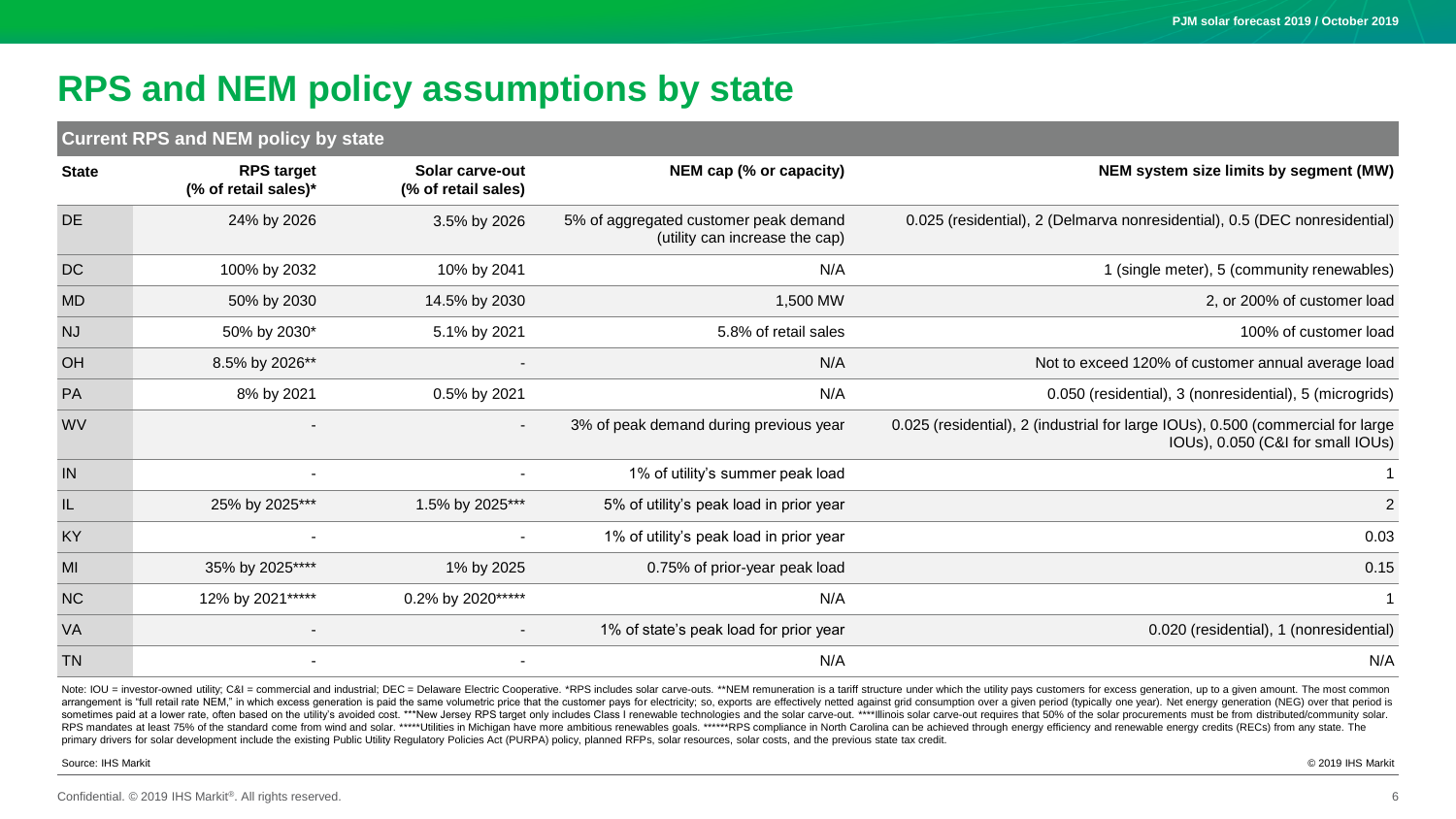# RPS and NEM policy assumptions by state

| Current RPS and NEM policy by state | | | | |
|---|---|---|---|---|
| **State** | **RPS target (% of retail sales)*** | **Solar carve-out (% of retail sales)** | **NEM cap (% or capacity)** | **NEM system size limits by segment (MW)** |
| DE | 24% by 2026 | 3.5% by 2026 | 5% of aggregated customer peak demand (utility can increase the cap) | 0.025 (residential), 2 (Delmarva nonresidential), 0.5 (DEC nonresidential) |
| DC | 100% by 2032 | 10% by 2041 | N/A | 1 (single meter), 5 (community renewables) |
| MD | 50% by 2030 | 14.5% by 2030 | 1,500 MW | 2, or 200% of customer load |
| NJ | 50% by 2030* | 5.1% by 2021 | 5.8% of retail sales | 100% of customer load |
| OH | 8.5% by 2026** | - | N/A | Not to exceed 120% of customer annual average load |
| PA | 8% by 2021 | 0.5% by 2021 | N/A | 0.050 (residential), 3 (nonresidential), 5 (microgrids) |
| WV | - | - | 3% of peak demand during previous year | 0.025 (residential), 2 (industrial for large IOUs), 0.500 (commercial for large IOUs), 0.050 (C&I for small IOUs) |
| IN | - | - | 1% of utility's summer peak load | 1 |
| IL | 25% by 2025*** | 1.5% by 2025*** | 5% of utility's peak load in prior year | 2 |
| KY | - | - | 1% of utility's peak load in prior year | 0.03 |
| MI | 35% by 2025**** | 1% by 2025 | 0.75% of prior-year peak load | 0.15 |
| NC | 12% by 2021***** | 0.2% by 2020***** | N/A | 1 |
| VA | - | - | 1% of state's peak load for prior year | 0.020 (residential), 1 (nonresidential) |
| TN | - | - | N/A | N/A |

Note: IOU = investor-owned utility; C&I = commercial and industrial; DEC = Delaware Electric Cooperative. *RPS includes solar carve-outs. **NEM remuneration is a tariff structure under which the utility pays customers for excess generation, up to a given amount. The most common arrangement is "full retail rate NEM," in which excess generation is paid the same volumetric price that the customer pays for electricity; so, exports are effectively netted against grid consumption over a given period (typically one year). Net energy generation (NEG) over that period is sometimes paid at a lower rate, often based on the utility's avoided cost. ***New Jersey RPS target only includes Class I renewable technologies and the solar carve-out. ****Illinois solar carve-out requires that 50% of the solar procurements must be from distributed/community solar. RPS mandates at least 75% of the standard come from wind and solar. *****Utilities in Michigan have more ambitious renewables goals. ******RPS compliance in North Carolina can be achieved through energy efficiency and renewable energy credits (RECs) from any state. The primary drivers for solar development include the existing Public Utility Regulatory Policies Act (PURPA) policy, planned RFPs, solar resources, solar costs, and the previous state tax credit.

Source: IHS Markit

© 2019 IHS Markit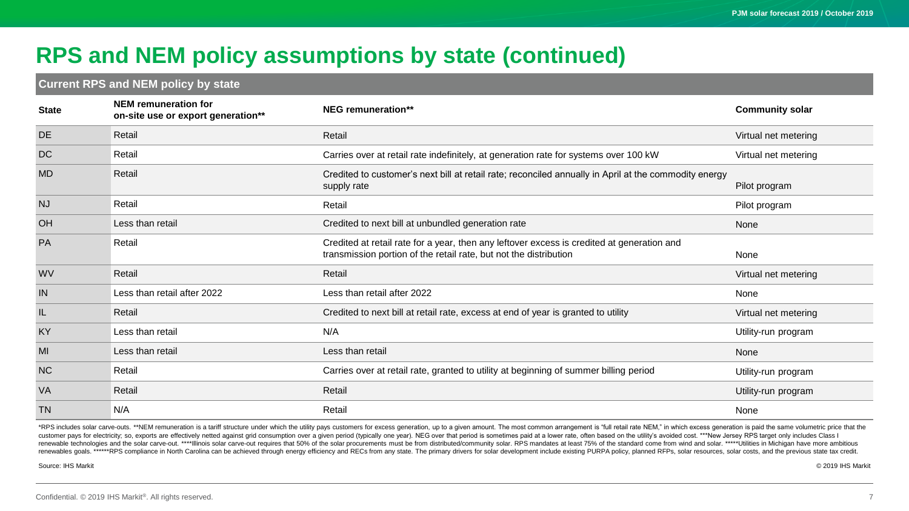# RPS and NEM policy assumptions by state (continued)

## Current RPS and NEM policy by state

| State | NEM remuneration for on-site use or export generation** | NEG remuneration** | Community solar |
|---|---|---|---|
| DE | Retail | Retail | Virtual net metering |
| DC | Retail | Carries over at retail rate indefinitely, at generation rate for systems over 100 kW | Virtual net metering |
| MD | Retail | Credited to customer's next bill at retail rate; reconciled annually in April at the commodity energy supply rate | Pilot program |
| NJ | Retail | Retail | Pilot program |
| OH | Less than retail | Credited to next bill at unbundled generation rate | None |
| PA | Retail | Credited at retail rate for a year, then any leftover excess is credited at generation and transmission portion of the retail rate, but not the distribution | None |
| WV | Retail | Retail | Virtual net metering |
| IN | Less than retail after 2022 | Less than retail after 2022 | None |
| IL | Retail | Credited to next bill at retail rate, excess at end of year is granted to utility | Virtual net metering |
| KY | Less than retail | N/A | Utility-run program |
| MI | Less than retail | Less than retail | None |
| NC | Retail | Carries over at retail rate, granted to utility at beginning of summer billing period | Utility-run program |
| VA | Retail | Retail | Utility-run program |
| TN | N/A | Retail | None |

*RPS includes solar carve-outs. **NEM remuneration is a tariff structure under which the utility pays customers for excess generation, up to a given amount. The most common arrangement is "full retail rate NEM," in which excess generation is paid the same volumetric price that the customer pays for electricity; so, exports are effectively netted against grid consumption over a given period (typically one year). NEG over that period is sometimes paid at a lower rate, often based on the utility's avoided cost. ***New Jersey RPS target only includes Class I renewable technologies and the solar carve-out. ****Illinois solar carve-out requires that 50% of the solar procurements must be from distributed/community solar. RPS mandates at least 75% of the standard come from wind and solar. *****Utilities in Michigan have more ambitious renewables goals. ******RPS compliance in North Carolina can be achieved through energy efficiency and RECs from any state. The primary drivers for solar development include existing PURPA policy, planned RFPs, solar resources, solar costs, and the previous state tax credit.

Source: IHS Markit

© 2019 IHS Markit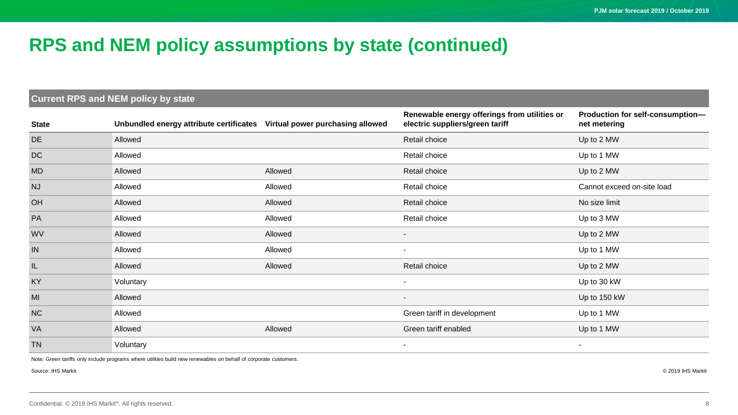# RPS and NEM policy assumptions by state (continued)

**Current RPS and NEM policy by state**

| State | Unbundled energy attribute certificates | Virtual power purchasing allowed | Renewable energy offerings from utilities or electric suppliers/green tariff | Production for self-consumption—net metering |
|---|---|---|---|---|
| DE | Allowed | | Retail choice | Up to 2 MW |
| DC | Allowed | | Retail choice | Up to 1 MW |
| MD | Allowed | Allowed | Retail choice | Up to 2 MW |
| NJ | Allowed | Allowed | Retail choice | Cannot exceed on-site load |
| OH | Allowed | Allowed | Retail choice | No size limit |
| PA | Allowed | Allowed | Retail choice | Up to 3 MW |
| WV | Allowed | Allowed | - | Up to 2 MW |
| IN | Allowed | Allowed | - | Up to 1 MW |
| IL | Allowed | Allowed | Retail choice | Up to 2 MW |
| KY | Voluntary | | - | Up to 30 kW |
| MI | Allowed | | - | Up to 150 kW |
| NC | Allowed | | Green tariff in development | Up to 1 MW |
| VA | Allowed | Allowed | Green tariff enabled | Up to 1 MW |
| TN | Voluntary | | - | - |

Note: Green tariffs only include programs where utilities build new renewables on behalf of corporate customers.

Source: IHS Markit

© 2019 IHS Markit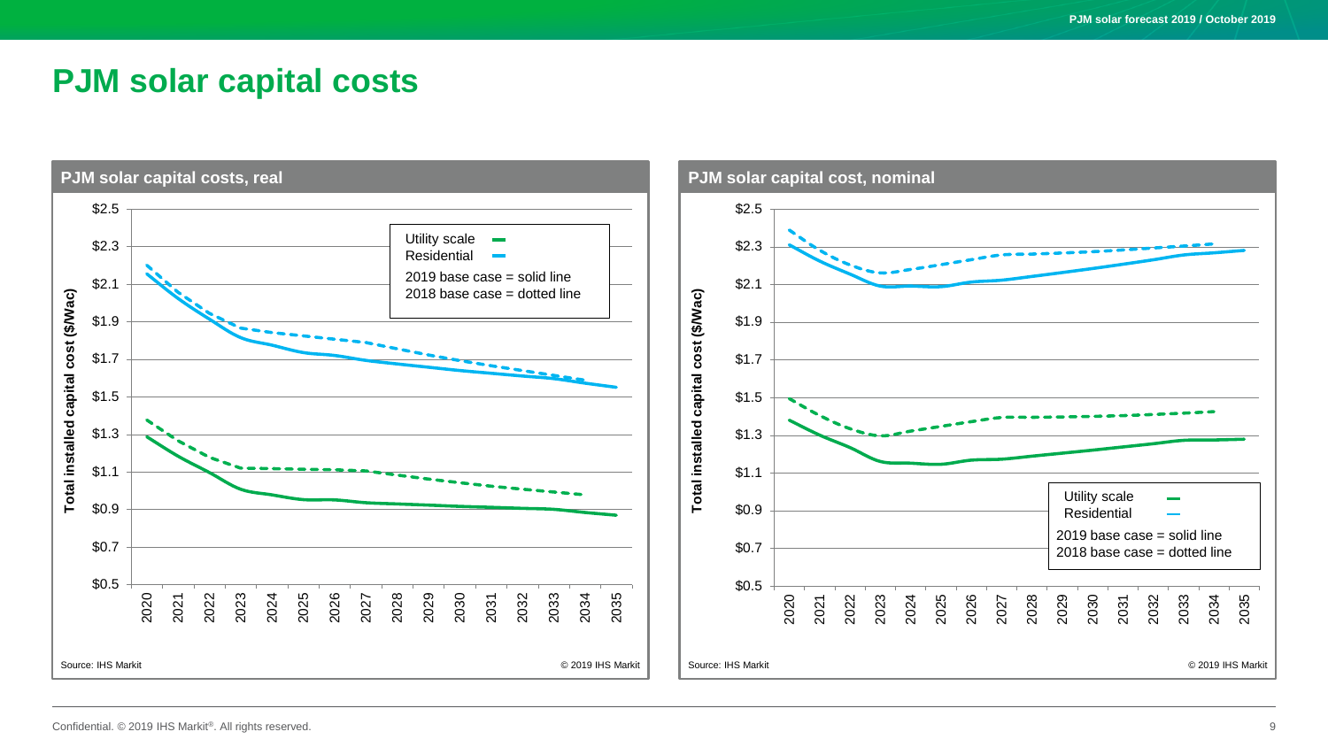# PJM solar capital costs

## PJM solar capital costs, real

Total installed capital cost ($/Wac)

Utility scale
Residential
2019 base case = solid line
2018 base case = dotted line

Source: IHS Markit

© 2019 IHS Markit

## PJM solar capital cost, nominal

Total installed capital cost ($/Wac)

Utility scale
Residential
2019 base case = solid line
2018 base case = dotted line

Source: IHS Markit

© 2019 IHS Markit

Confidential. © 2019 IHS Markit®. All rights reserved.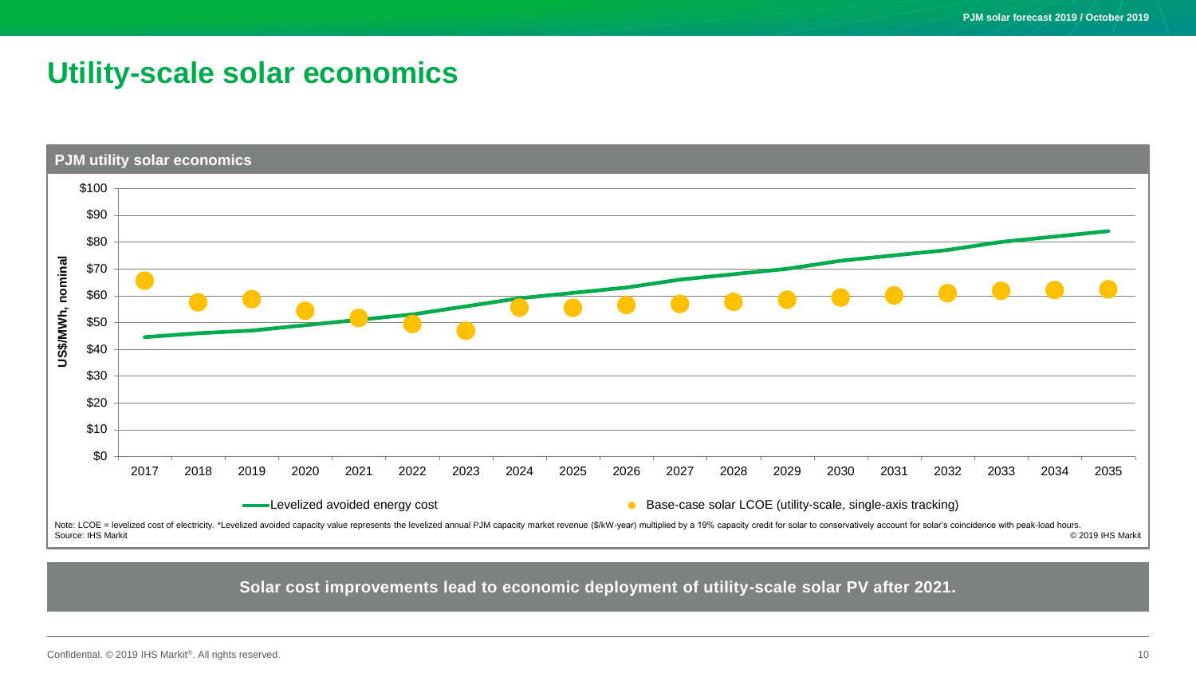# Utility-scale solar economics

## PJM utility solar economics

Note: LCOE = levelized cost of electricity. *Levelized avoided capacity value represents the levelized annual PJM capacity market revenue ($/kW-year) multiplied by a 19% capacity credit for solar to conservatively account for solar's coincidence with peak-load hours.
Source: IHS Markit
© 2019 IHS Markit

**Solar cost improvements lead to economic deployment of utility-scale solar PV after 2021.**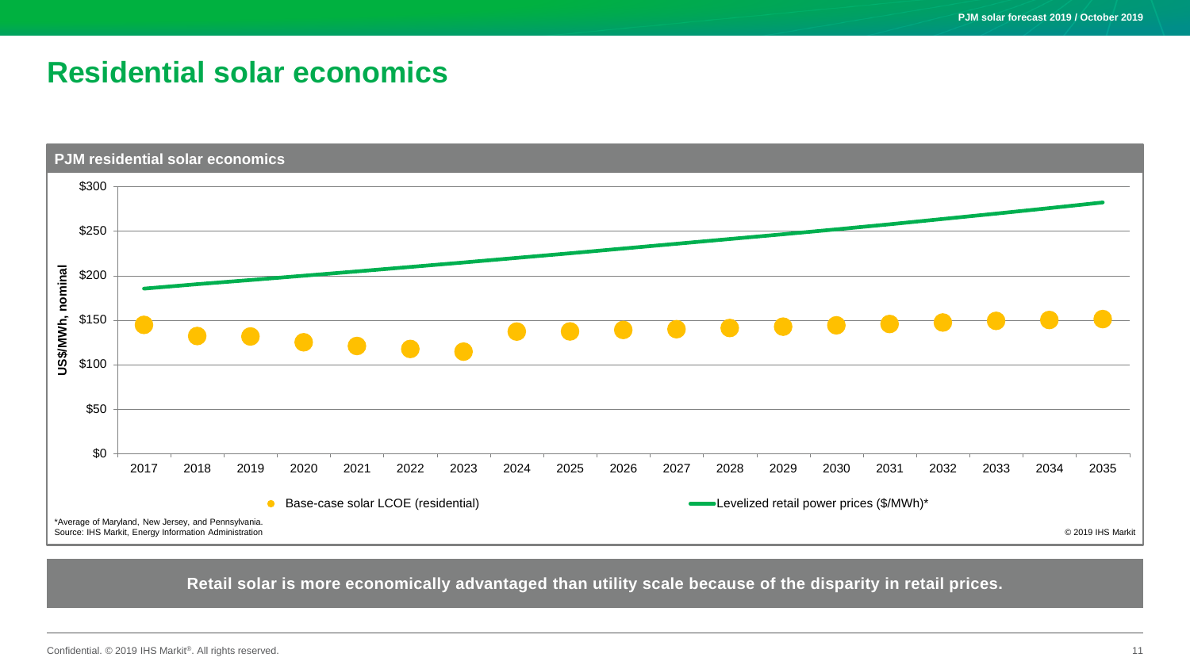# Residential solar economics

**PJM residential solar economics**

US$/MWh, nominal

$300
$250
$200
$150
$100
$50
$0

2017 2018 2019 2020 2021 2022 2023 2024 2025 2026 2027 2028 2029 2030 2031 2032 2033 2034 2035

● Base-case solar LCOE (residential) — Levelized retail power prices ($/MWh)*

*Average of Maryland, New Jersey, and Pennsylvania.
Source: IHS Markit, Energy Information Administration

© 2019 IHS Markit

**Retail solar is more economically advantaged than utility scale because of the disparity in retail prices.**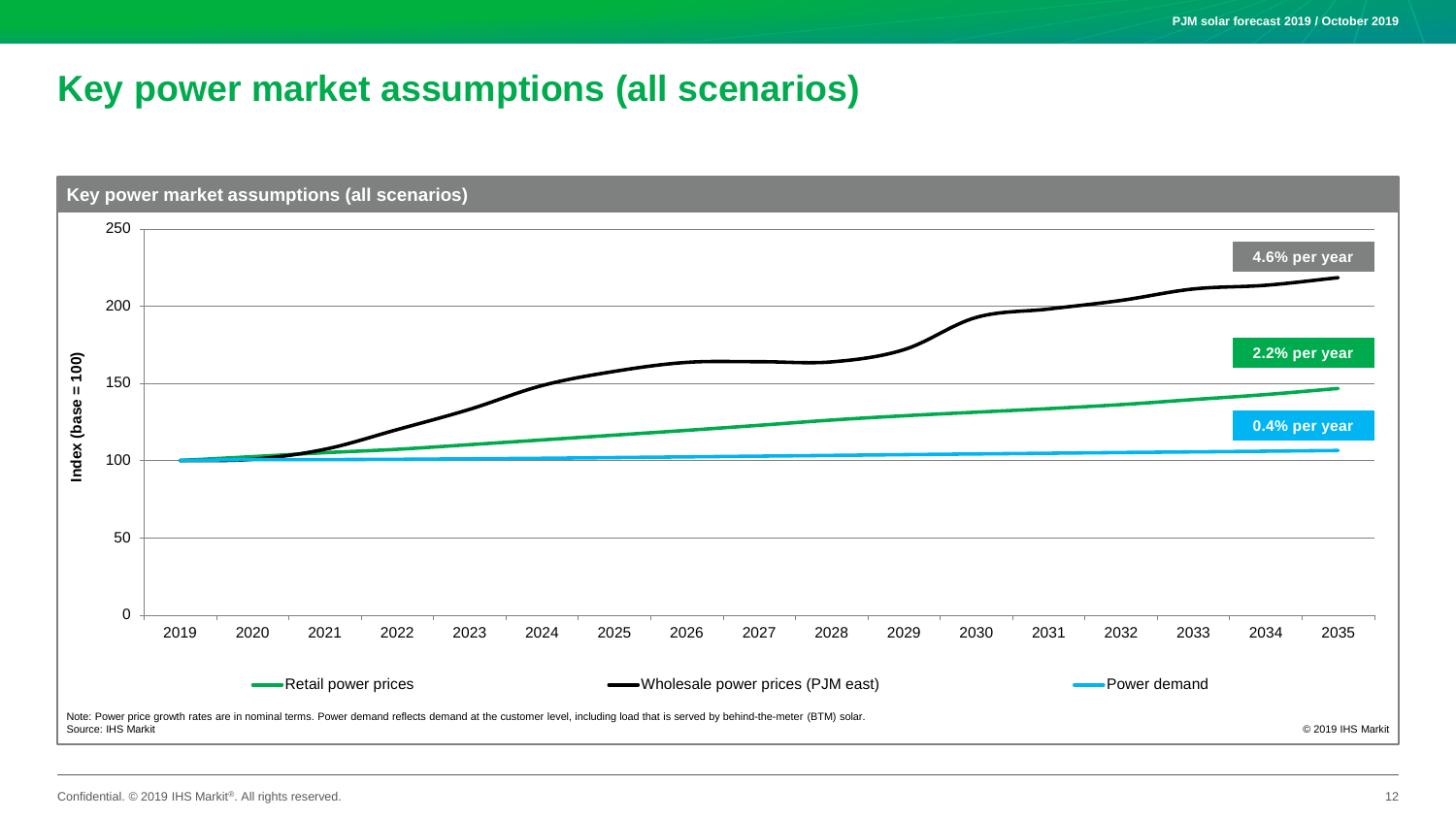# Key power market assumptions (all scenarios)

**Key power market assumptions (all scenarios)**

Index (base = 100)

| Series | Growth |
|---|---|
| Wholesale power prices (PJM east) | 4.6% per year |
| Retail power prices | 2.2% per year |
| Power demand | 0.4% per year |

Note: Power price growth rates are in nominal terms. Power demand reflects demand at the customer level, including load that is served by behind-the-meter (BTM) solar.
Source: IHS Markit

© 2019 IHS Markit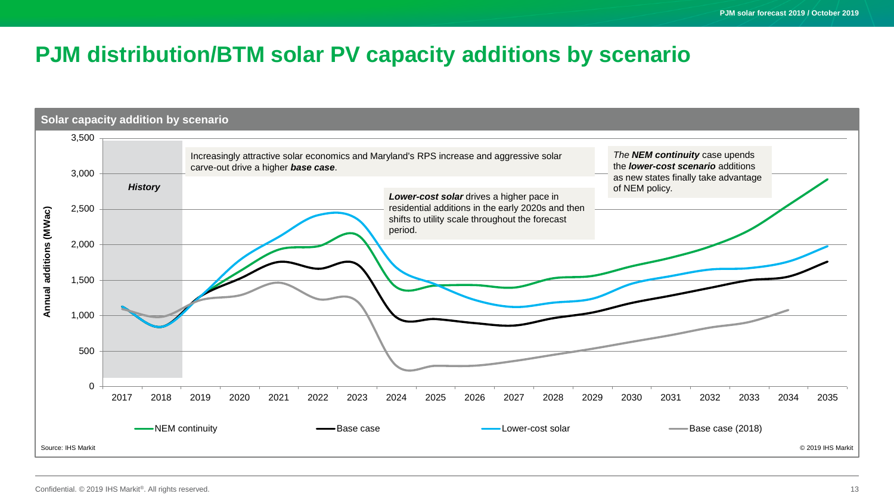# PJM distribution/BTM solar PV capacity additions by scenario

**Solar capacity addition by scenario**

Increasingly attractive solar economics and Maryland's RPS increase and aggressive solar carve-out drive a higher ***base case***.

***Lower-cost solar*** drives a higher pace in residential additions in the early 2020s and then shifts to utility scale throughout the forecast period.

*The **NEM continuity*** case upends the ***lower-cost scenario*** additions as new states finally take advantage of NEM policy.

*History*

Annual additions (MWac)

NEM continuity | Base case | Lower-cost solar | Base case (2018)

Source: IHS Markit

© 2019 IHS Markit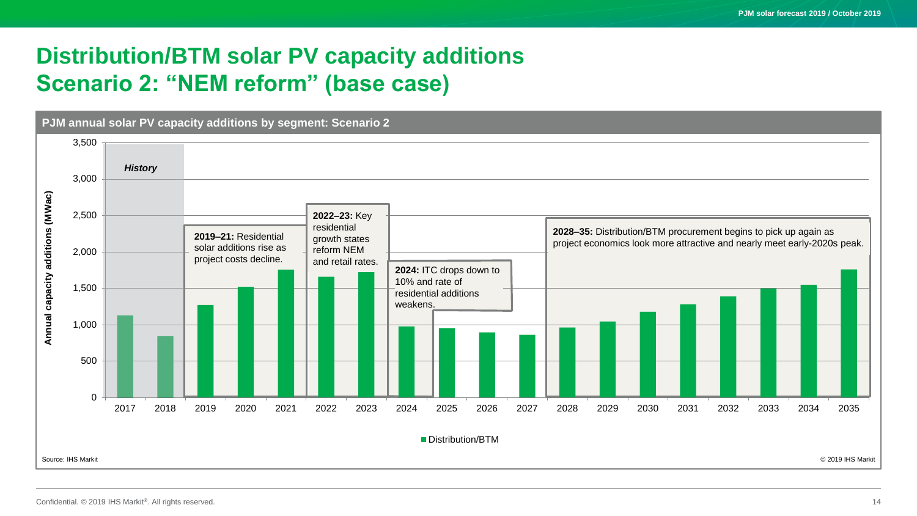# Distribution/BTM solar PV capacity additions
# Scenario 2: "NEM reform" (base case)

**PJM annual solar PV capacity additions by segment: Scenario 2**

Annual capacity additions (MWac)

*History*

**2019–21:** Residential solar additions rise as project costs decline.

**2022–23:** Key residential growth states reform NEM and retail rates.

**2024:** ITC drops down to 10% and rate of residential additions weakens.

**2028–35:** Distribution/BTM procurement begins to pick up again as project economics look more attractive and nearly meet early-2020s peak.

■ Distribution/BTM

Source: IHS Markit

© 2019 IHS Markit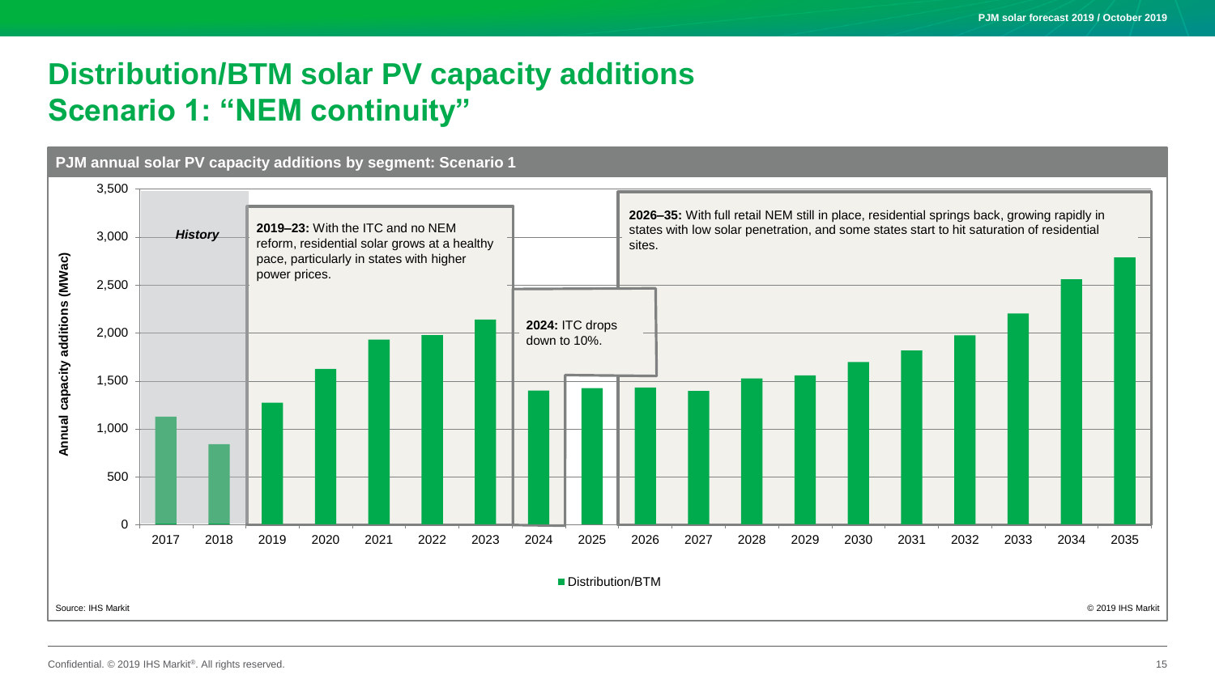# Distribution/BTM solar PV capacity additions
# Scenario 1: "NEM continuity"

**PJM annual solar PV capacity additions by segment: Scenario 1**

*History*

**2019–23:** With the ITC and no NEM reform, residential solar grows at a healthy pace, particularly in states with higher power prices.

**2024:** ITC drops down to 10%.

**2026–35:** With full retail NEM still in place, residential springs back, growing rapidly in states with low solar penetration, and some states start to hit saturation of residential sites.

Annual capacity additions (MWac)

Distribution/BTM

Source: IHS Markit

© 2019 IHS Markit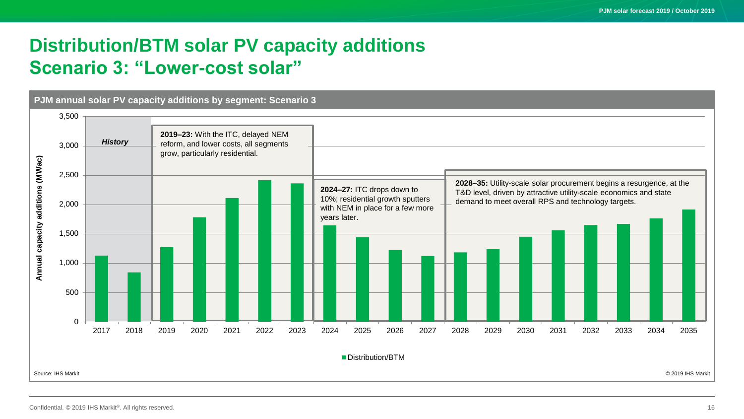# Distribution/BTM solar PV capacity additions
# Scenario 3: "Lower-cost solar"

**PJM annual solar PV capacity additions by segment: Scenario 3**

Annual capacity additions (MWac)

*History*

**2019–23:** With the ITC, delayed NEM reform, and lower costs, all segments grow, particularly residential.

**2024–27:** ITC drops down to 10%; residential growth sputters with NEM in place for a few more years later.

**2028–35:** Utility-scale solar procurement begins a resurgence, at the T&D level, driven by attractive utility-scale economics and state demand to meet overall RPS and technology targets.

Distribution/BTM

Source: IHS Markit

© 2019 IHS Markit

Confidential. © 2019 IHS Markit®. All rights reserved.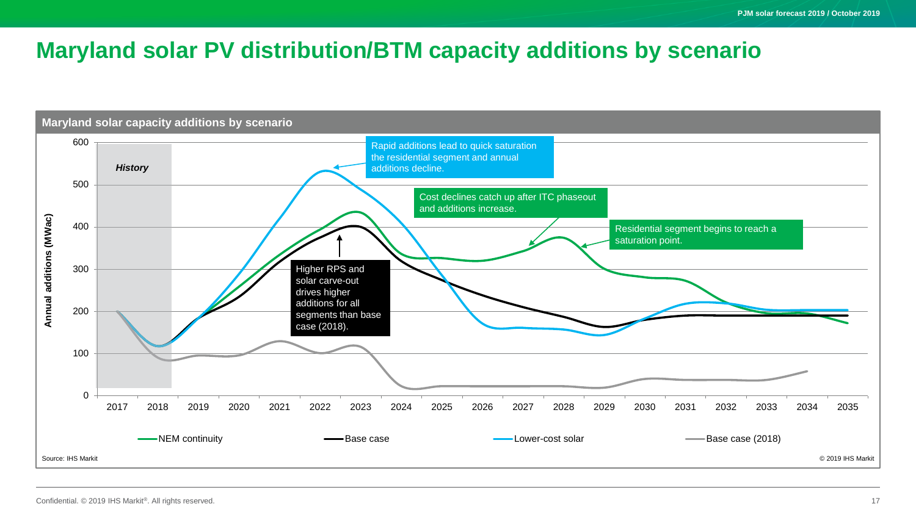# Maryland solar PV distribution/BTM capacity additions by scenario

**Maryland solar capacity additions by scenario**

Annual additions (MWac)

*History*

Rapid additions lead to quick saturation the residential segment and annual additions decline.

Cost declines catch up after ITC phaseout and additions increase.

Residential segment begins to reach a saturation point.

Higher RPS and solar carve-out drives higher additions for all segments than base case (2018).

NEM continuity | Base case | Lower-cost solar | Base case (2018)

Source: IHS Markit

© 2019 IHS Markit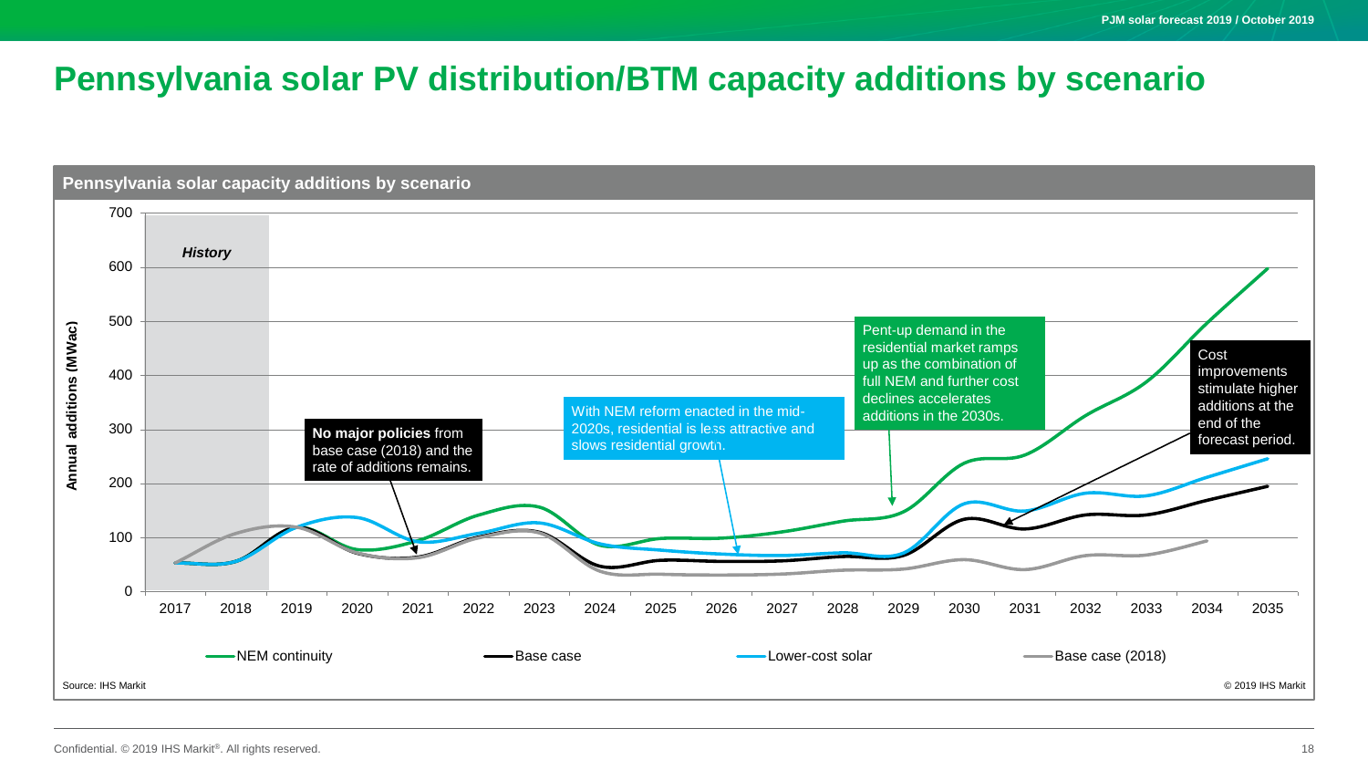# Pennsylvania solar PV distribution/BTM capacity additions by scenario

**Pennsylvania solar capacity additions by scenario**

Annual additions (MWac)

*History*

**No major policies** from base case (2018) and the rate of additions remains.

With NEM reform enacted in the mid-2020s, residential is less attractive and slows residential growth.

Pent-up demand in the residential market ramps up as the combination of full NEM and further cost declines accelerates additions in the 2030s.

Cost improvements stimulate higher additions at the end of the forecast period.

Legend: NEM continuity, Base case, Lower-cost solar, Base case (2018)

Source: IHS Markit

© 2019 IHS Markit

Confidential. © 2019 IHS Markit®. All rights reserved.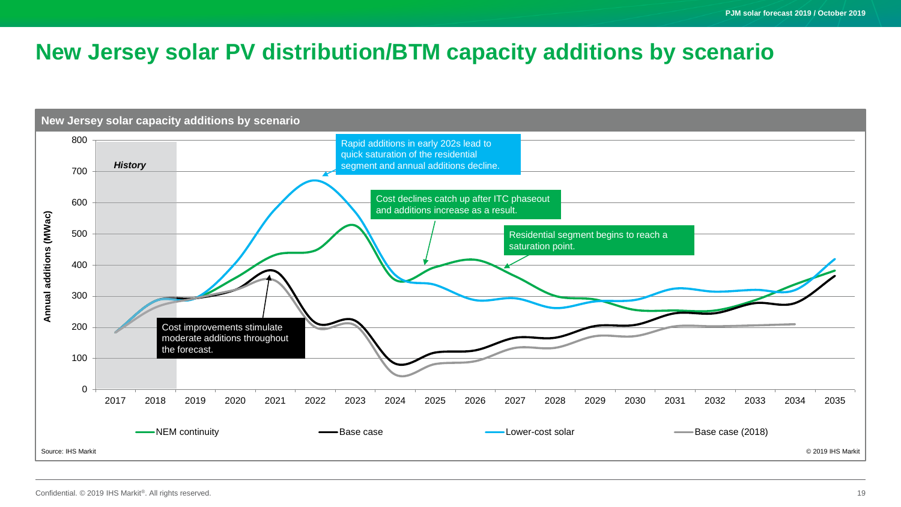# New Jersey solar PV distribution/BTM capacity additions by scenario

**New Jersey solar capacity additions by scenario**

*History*

Rapid additions in early 202s lead to quick saturation of the residential segment and annual additions decline.

Cost declines catch up after ITC phaseout and additions increase as a result.

Residential segment begins to reach a saturation point.

Cost improvements stimulate moderate additions throughout the forecast.

Annual additions (MWac)

800, 700, 600, 500, 400, 300, 200, 100, 0

2017, 2018, 2019, 2020, 2021, 2022, 2023, 2024, 2025, 2026, 2027, 2028, 2029, 2030, 2031, 2032, 2033, 2034, 2035

NEM continuity — Base case — Lower-cost solar — Base case (2018)

Source: IHS Markit

© 2019 IHS Markit

Confidential. © 2019 IHS Markit®. All rights reserved.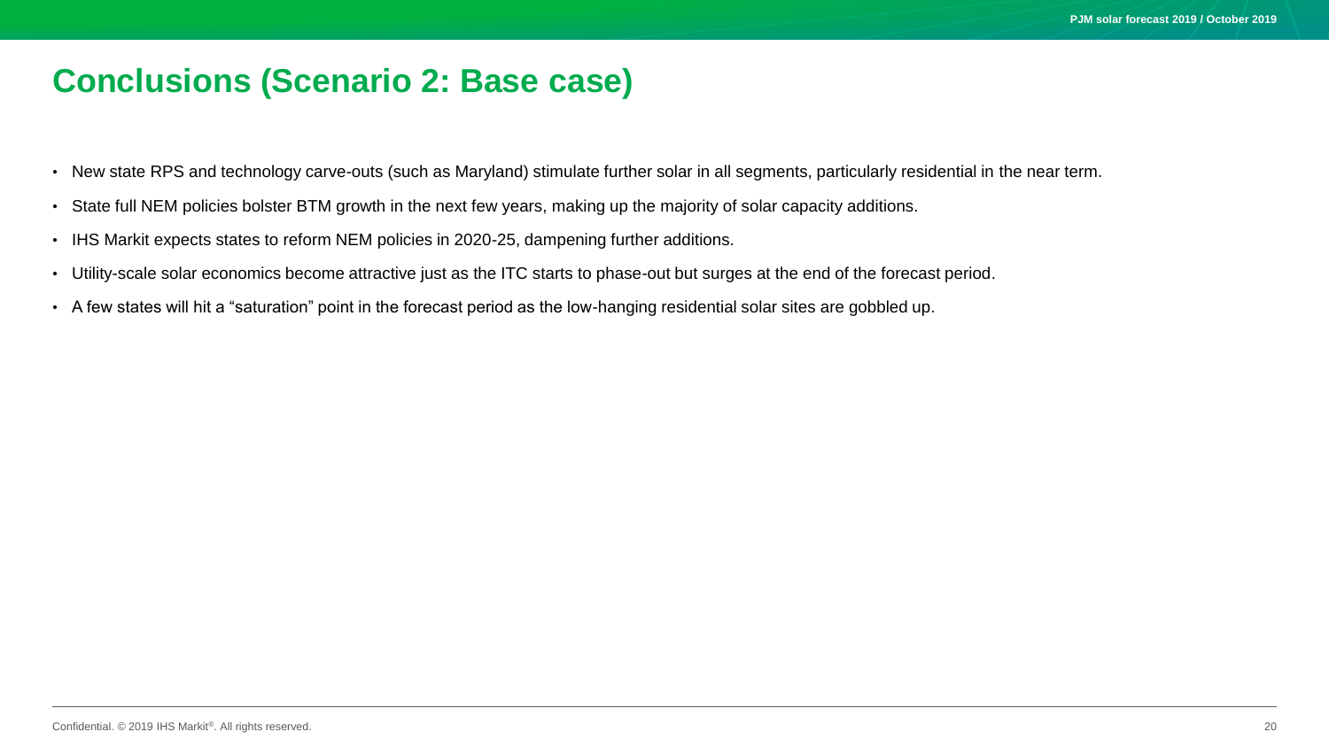# Conclusions (Scenario 2: Base case)

- New state RPS and technology carve-outs (such as Maryland) stimulate further solar in all segments, particularly residential in the near term.
- State full NEM policies bolster BTM growth in the next few years, making up the majority of solar capacity additions.
- IHS Markit expects states to reform NEM policies in 2020-25, dampening further additions.
- Utility-scale solar economics become attractive just as the ITC starts to phase-out but surges at the end of the forecast period.
- A few states will hit a "saturation" point in the forecast period as the low-hanging residential solar sites are gobbled up.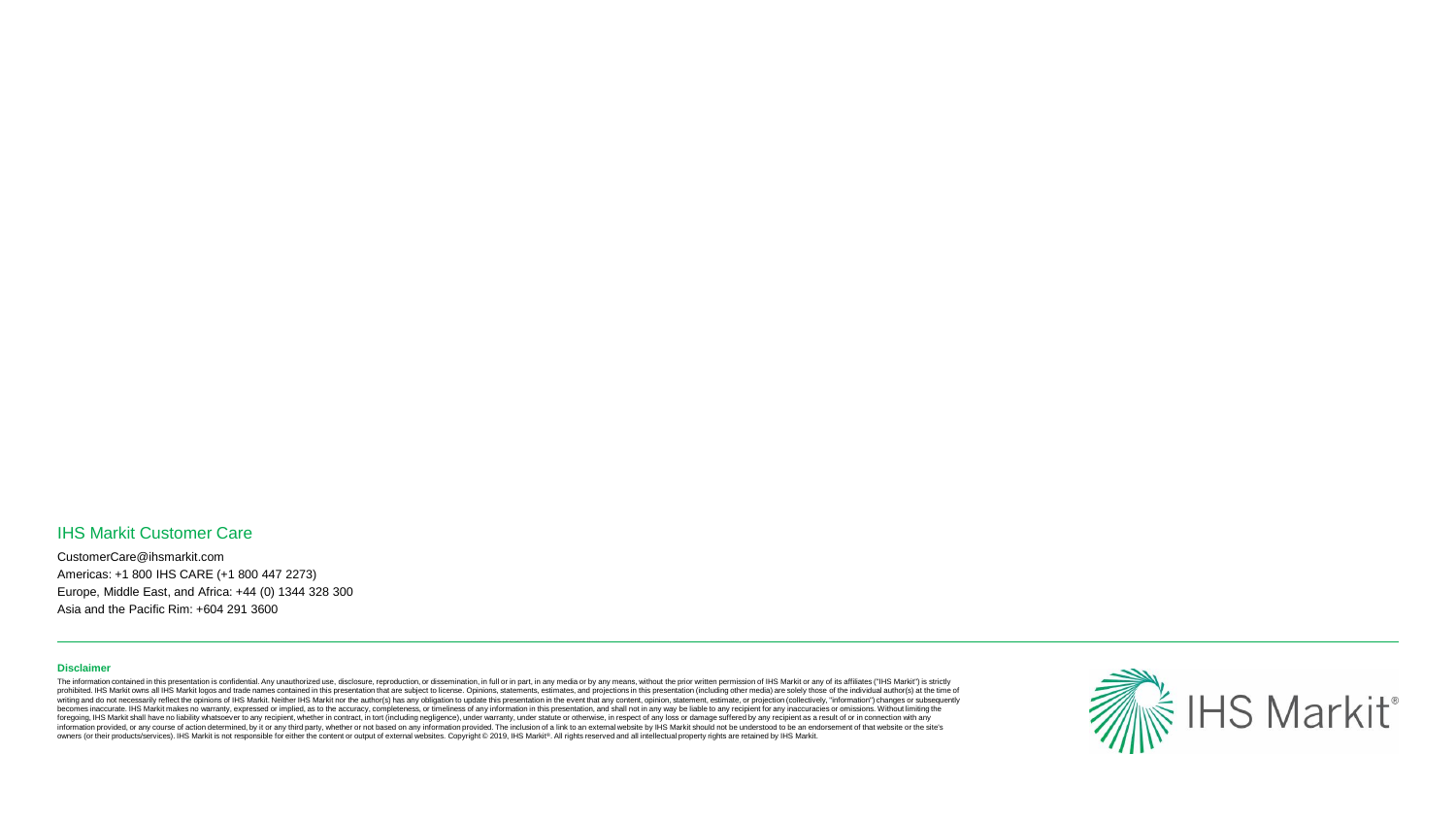## IHS Markit Customer Care

CustomerCare@ihsmarkit.com
Americas: +1 800 IHS CARE (+1 800 447 2273)
Europe, Middle East, and Africa: +44 (0) 1344 328 300
Asia and the Pacific Rim: +604 291 3600

---

**Disclaimer**

The information contained in this presentation is confidential. Any unauthorized use, disclosure, reproduction, or dissemination, in full or in part, in any media or by any means, without the prior written permission of IHS Markit or any of its affiliates ("IHS Markit") is strictly prohibited. IHS Markit owns all IHS Markit logos and trade names contained in this presentation that are subject to license. Opinions, statements, estimates, and projections in this presentation (including other media) are solely those of the individual author(s) at the time of writing and do not necessarily reflect the opinions of IHS Markit. Neither IHS Markit nor the author(s) has any obligation to update this presentation in the event that any content, opinion, statement, estimate, or projection (collectively, "information") changes or subsequently becomes inaccurate. IHS Markit makes no warranty, expressed or implied, as to the accuracy, completeness, or timeliness of any information in this presentation, and shall not in any way be liable to any recipient for any inaccuracies or omissions. Without limiting the foregoing, IHS Markit shall have no liability whatsoever to any recipient, whether in contract, in tort (including negligence), under warranty, under statute or otherwise, in respect of any loss or damage suffered by any recipient as a result of or in connection with any information provided, or any course of action determined, by it or any third party, whether or not based on any information provided. The inclusion of a link to an external website by IHS Markit should not be understood to be an endorsement of that website or the site's owners (or their products/services). IHS Markit is not responsible for either the content or output of external websites. Copyright © 2019, IHS Markit®. All rights reserved and all intellectual property rights are retained by IHS Markit.

IHS Markit®